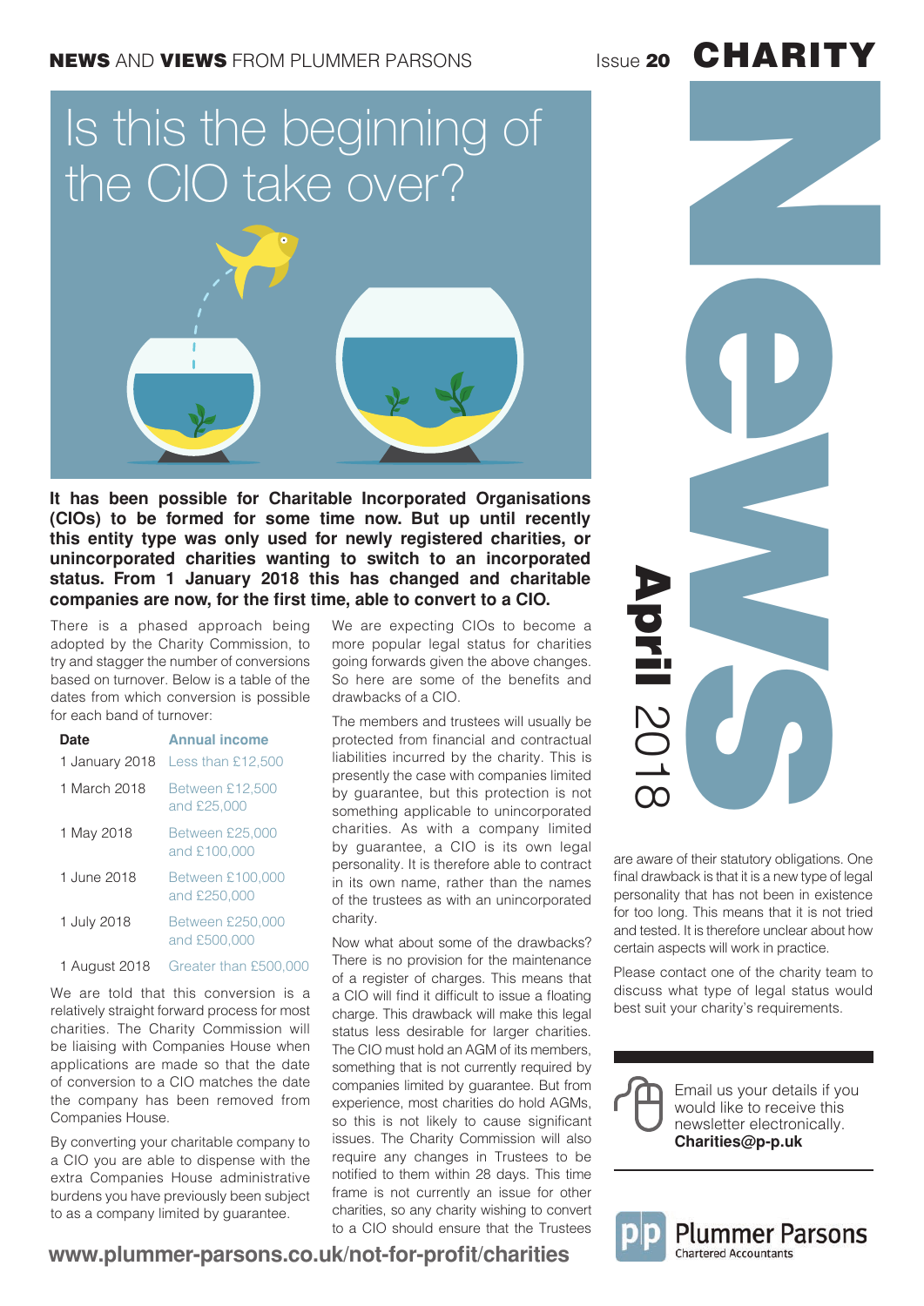**NEWS** AND **VIEWS** FROM PLUMMER PARSONS

Issue **20** **CHARITY NEWS**

**April** 2018

# Is this the beginning of the CIO take over?

**It has been possible for Charitable Incorporated Organisations (CIOs) to be formed for some time now. But up until recently this entity type was only used for newly registered charities, or unincorporated charities wanting to switch to an incorporated status. From 1 January 2018 this has changed and charitable companies are now, for the first time, able to convert to a CIO.**

There is a phased approach being adopted by the Charity Commission, to try and stagger the number of conversions based on turnover. Below is a table of the dates from which conversion is possible for each band of turnover:

| Date | Annual income |
|---|---|
| 1 January 2018 | Less than £12,500 |
| 1 March 2018 | Between £12,500 and £25,000 |
| 1 May 2018 | Between £25,000 and £100,000 |
| 1 June 2018 | Between £100,000 and £250,000 |
| 1 July 2018 | Between £250,000 and £500,000 |
| 1 August 2018 | Greater than £500,000 |

We are told that this conversion is a relatively straight forward process for most charities. The Charity Commission will be liaising with Companies House when applications are made so that the date of conversion to a CIO matches the date the company has been removed from Companies House.

By converting your charitable company to a CIO you are able to dispense with the extra Companies House administrative burdens you have previously been subject to as a company limited by guarantee.

We are expecting CIOs to become a more popular legal status for charities going forwards given the above changes. So here are some of the benefits and drawbacks of a CIO.

The members and trustees will usually be protected from financial and contractual liabilities incurred by the charity. This is presently the case with companies limited by guarantee, but this protection is not something applicable to unincorporated charities. As with a company limited by guarantee, a CIO is its own legal personality. It is therefore able to contract in its own name, rather than the names of the trustees as with an unincorporated charity.

Now what about some of the drawbacks? There is no provision for the maintenance of a register of charges. This means that a CIO will find it difficult to issue a floating charge. This drawback will make this legal status less desirable for larger charities. The CIO must hold an AGM of its members, something that is not currently required by companies limited by guarantee. But from experience, most charities do hold AGMs, so this is not likely to cause significant issues. The Charity Commission will also require any changes in Trustees to be notified to them within 28 days. This time frame is not currently an issue for other charities, so any charity wishing to convert to a CIO should ensure that the Trustees are aware of their statutory obligations. One final drawback is that it is a new type of legal personality that has not been in existence for too long. This means that it is not tried and tested. It is therefore unclear about how certain aspects will work in practice.

Please contact one of the charity team to discuss what type of legal status would best suit your charity's requirements.

Email us your details if you would like to receive this newsletter electronically.
**Charities@p-p.uk**

Plummer Parsons
Chartered Accountants

**www.plummer-parsons.co.uk/not-for-profit/charities**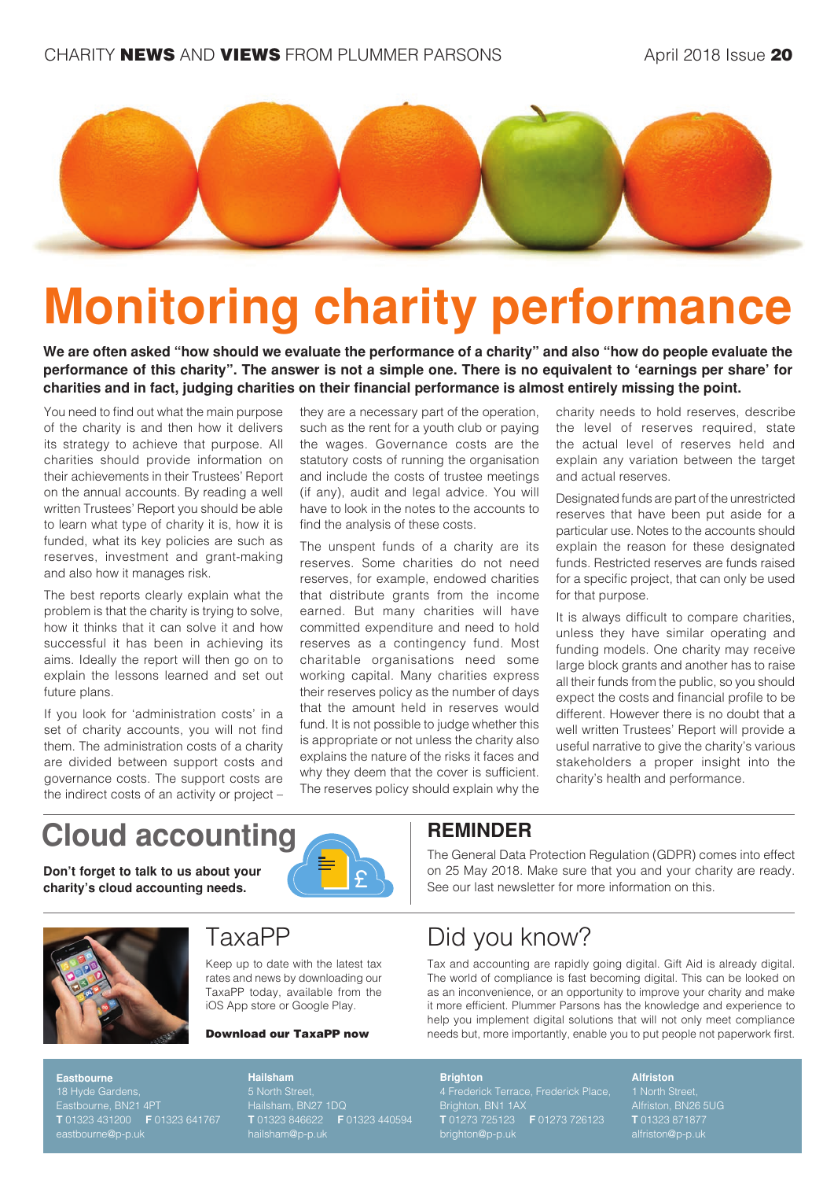# Monitoring charity performance

**We are often asked "how should we evaluate the performance of a charity" and also "how do people evaluate the performance of this charity". The answer is not a simple one. There is no equivalent to 'earnings per share' for charities and in fact, judging charities on their financial performance is almost entirely missing the point.**

You need to find out what the main purpose of the charity is and then how it delivers its strategy to achieve that purpose. All charities should provide information on their achievements in their Trustees' Report on the annual accounts. By reading a well written Trustees' Report you should be able to learn what type of charity it is, how it is funded, what its key policies are such as reserves, investment and grant-making and also how it manages risk.

The best reports clearly explain what the problem is that the charity is trying to solve, how it thinks that it can solve it and how successful it has been in achieving its aims. Ideally the report will then go on to explain the lessons learned and set out future plans.

If you look for 'administration costs' in a set of charity accounts, you will not find them. The administration costs of a charity are divided between support costs and governance costs. The support costs are the indirect costs of an activity or project – they are a necessary part of the operation, such as the rent for a youth club or paying the wages. Governance costs are the statutory costs of running the organisation and include the costs of trustee meetings (if any), audit and legal advice. You will have to look in the notes to the accounts to find the analysis of these costs.

The unspent funds of a charity are its reserves. Some charities do not need reserves, for example, endowed charities that distribute grants from the income earned. But many charities will have committed expenditure and need to hold reserves as a contingency fund. Most charitable organisations need some working capital. Many charities express their reserves policy as the number of days that the amount held in reserves would fund. It is not possible to judge whether this is appropriate or not unless the charity also explains the nature of the risks it faces and why they deem that the cover is sufficient. The reserves policy should explain why the charity needs to hold reserves, describe the level of reserves required, state the actual level of reserves held and explain any variation between the target and actual reserves.

Designated funds are part of the unrestricted reserves that have been put aside for a particular use. Notes to the accounts should explain the reason for these designated funds. Restricted reserves are funds raised for a specific project, that can only be used for that purpose.

It is always difficult to compare charities, unless they have similar operating and funding models. One charity may receive large block grants and another has to raise all their funds from the public, so you should expect the costs and financial profile to be different. However there is no doubt that a well written Trustees' Report will provide a useful narrative to give the charity's various stakeholders a proper insight into the charity's health and performance.

## Cloud accounting

**Don't forget to talk to us about your charity's cloud accounting needs.**

## REMINDER

The General Data Protection Regulation (GDPR) comes into effect on 25 May 2018. Make sure that you and your charity are ready. See our last newsletter for more information on this.

## TaxaPP

Keep up to date with the latest tax rates and news by downloading our TaxaPP today, available from the iOS App store or Google Play.

**Download our TaxaPP now**

## Did you know?

Tax and accounting are rapidly going digital. Gift Aid is already digital. The world of compliance is fast becoming digital. This can be looked on as an inconvenience, or an opportunity to improve your charity and make it more efficient. Plummer Parsons has the knowledge and experience to help you implement digital solutions that will not only meet compliance needs but, more importantly, enable you to put people not paperwork first.

**Eastbourne**
18 Hyde Gardens,
Eastbourne, BN21 4PT
**T** 01323 431200 **F** 01323 641767
eastbourne@p-p.uk

**Hailsham**
5 North Street,
Hailsham, BN27 1DQ
**T** 01323 846622 **F** 01323 440594
hailsham@p-p.uk

**Brighton**
4 Frederick Terrace, Frederick Place,
Brighton, BN1 1AX
**T** 01273 725123 **F** 01273 726123
brighton@p-p.uk

**Alfriston**
1 North Street,
Alfriston, BN26 5UG
**T** 01323 871877
alfriston@p-p.uk